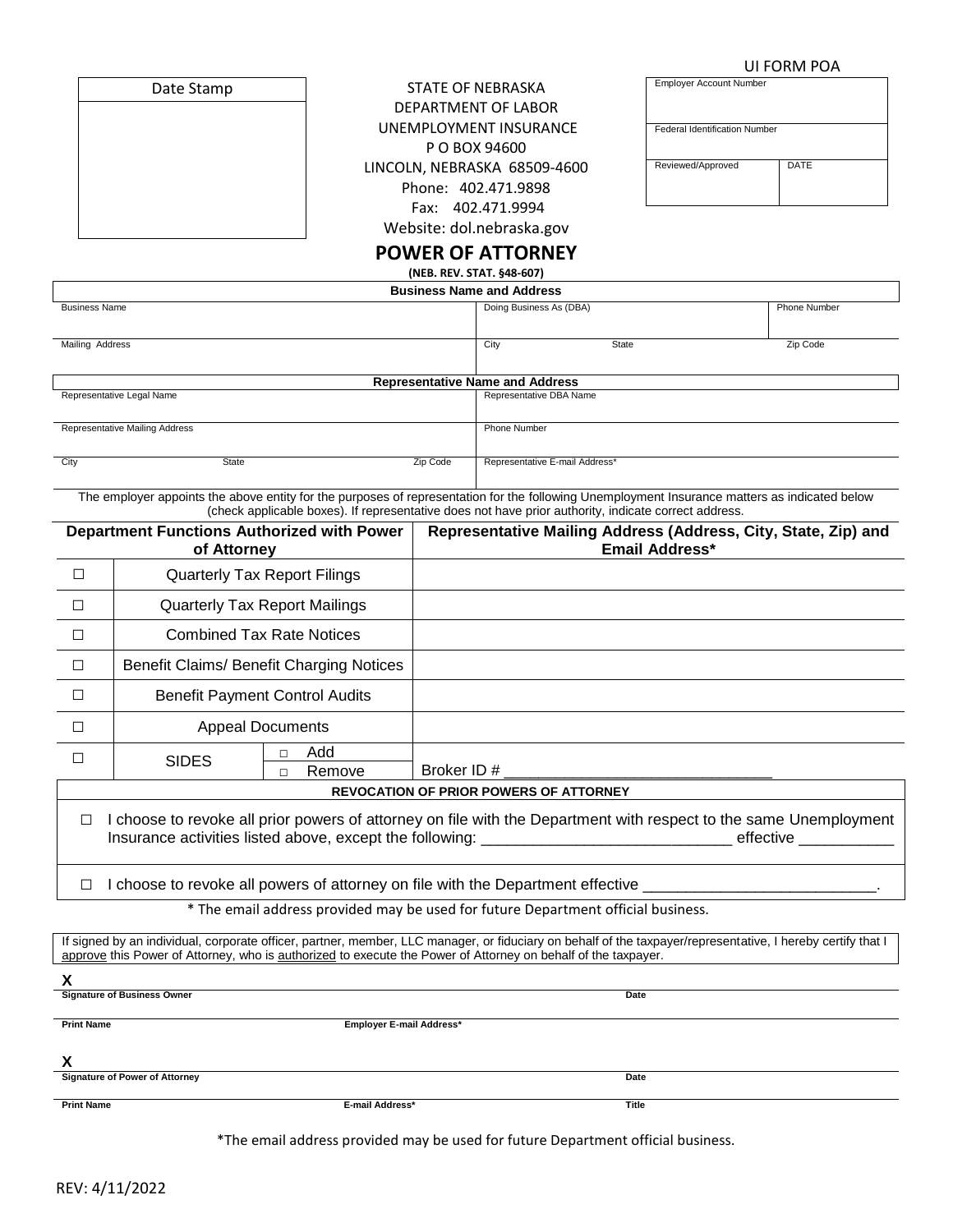UI FORM POA

| Date Stamp |
|---|
| |

STATE OF NEBRASKA
DEPARTMENT OF LABOR
UNEMPLOYMENT INSURANCE
P O BOX 94600
LINCOLN, NEBRASKA 68509-4600
Phone: 402.471.9898
Fax: 402.471.9994
Website: dol.nebraska.gov

| Employer Account Number | |
|---|---|
| Federal Identification Number | |
| Reviewed/Approved | DATE |

# POWER OF ATTORNEY

**(NEB. REV. STAT. §48-607)**

| **Business Name and Address** | | | | |
|---|---|---|---|---|
| Business Name | Doing Business As (DBA) | | | Phone Number |
| Mailing Address | City | State | | Zip Code |

| **Representative Name and Address** | | | |
|---|---|---|---|
| Representative Legal Name | | | Representative DBA Name |
| Representative Mailing Address | | | Phone Number |
| City | State | Zip Code | Representative E-mail Address* |

The employer appoints the above entity for the purposes of representation for the following Unemployment Insurance matters as indicated below (check applicable boxes). If representative does not have prior authority, indicate correct address.

| | **Department Functions Authorized with Power of Attorney** | | **Representative Mailing Address (Address, State, Zip) and Email Address*** |
|---|---|---|---|
| ☐ | Quarterly Tax Report Filings | | |
| ☐ | Quarterly Tax Report Mailings | | |
| ☐ | Combined Tax Rate Notices | | |
| ☐ | Benefit Claims/ Benefit Charging Notices | | |
| ☐ | Benefit Payment Control Audits | | |
| ☐ | Appeal Documents | | |
| ☐ | SIDES | ☐ Add<br>☐ Remove | Broker ID # ______________________________ |

**REVOCATION OF PRIOR POWERS OF ATTORNEY**

☐ I choose to revoke all prior powers of attorney on file with the Department with respect to the same Unemployment Insurance activities listed above, except the following: ____________________________ effective ___________

☐ I choose to revoke all powers of attorney on file with the Department effective __________________________.

* The email address provided may be used for future Department official business.

If signed by an individual, corporate officer, partner, member, LLC manager, or fiduciary on behalf of the taxpayer/representative, I hereby certify that I approve this Power of Attorney, who is authorized to execute the Power of Attorney on behalf of the taxpayer.

**X**
**Signature of Business Owner** | **Date**

**Print Name** | **Employer E-mail Address***

**X**
**Signature of Power of Attorney** | **Date**

**Print Name** | **E-mail Address*** | **Title**

*The email address provided may be used for future Department official business.

REV: 4/11/2022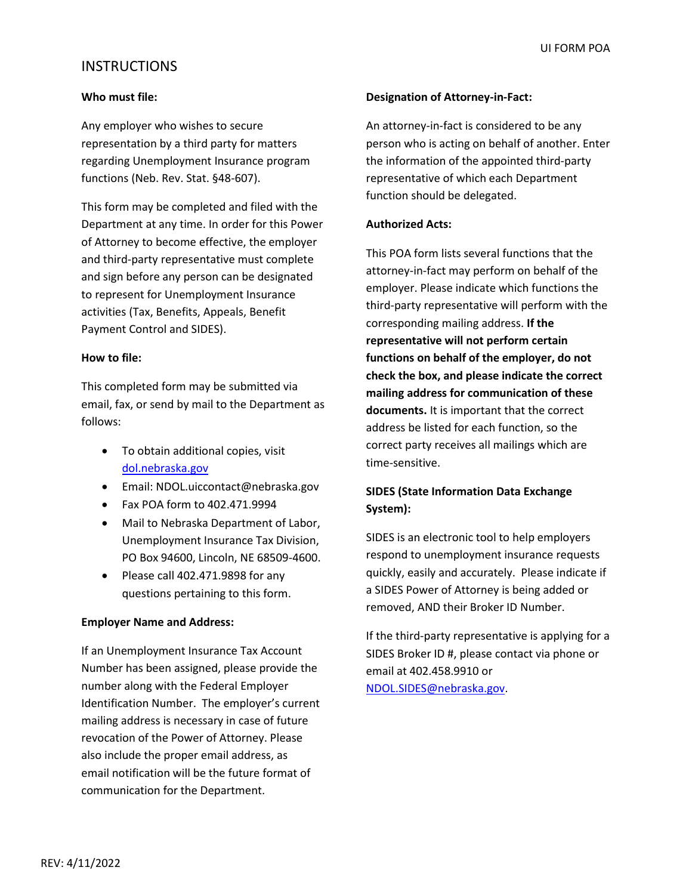# INSTRUCTIONS

**Who must file:**

Any employer who wishes to secure representation by a third party for matters regarding Unemployment Insurance program functions (Neb. Rev. Stat. §48-607).

This form may be completed and filed with the Department at any time. In order for this Power of Attorney to become effective, the employer and third-party representative must complete and sign before any person can be designated to represent for Unemployment Insurance activities (Tax, Benefits, Appeals, Benefit Payment Control and SIDES).

**How to file:**

This completed form may be submitted via email, fax, or send by mail to the Department as follows:

- To obtain additional copies, visit [dol.nebraska.gov](dol.nebraska.gov)
- Email: NDOL.uiccontact@nebraska.gov
- Fax POA form to 402.471.9994
- Mail to Nebraska Department of Labor, Unemployment Insurance Tax Division, PO Box 94600, Lincoln, NE 68509-4600.
- Please call 402.471.9898 for any questions pertaining to this form.

**Employer Name and Address:**

If an Unemployment Insurance Tax Account Number has been assigned, please provide the number along with the Federal Employer Identification Number. The employer's current mailing address is necessary in case of future revocation of the Power of Attorney. Please also include the proper email address, as email notification will be the future format of communication for the Department.

**Designation of Attorney-in-Fact:**

An attorney-in-fact is considered to be any person who is acting on behalf of another. Enter the information of the appointed third-party representative of which each Department function should be delegated.

**Authorized Acts:**

This POA form lists several functions that the attorney-in-fact may perform on behalf of the employer. Please indicate which functions the third-party representative will perform with the corresponding mailing address. **If the representative will not perform certain functions on behalf of the employer, do not check the box, and please indicate the correct mailing address for communication of these documents.** It is important that the correct address be listed for each function, so the correct party receives all mailings which are time-sensitive.

**SIDES (State Information Data Exchange System):**

SIDES is an electronic tool to help employers respond to unemployment insurance requests quickly, easily and accurately. Please indicate if a SIDES Power of Attorney is being added or removed, AND their Broker ID Number.

If the third-party representative is applying for a SIDES Broker ID #, please contact via phone or email at 402.458.9910 or [NDOL.SIDES@nebraska.gov](mailto:NDOL.SIDES@nebraska.gov).